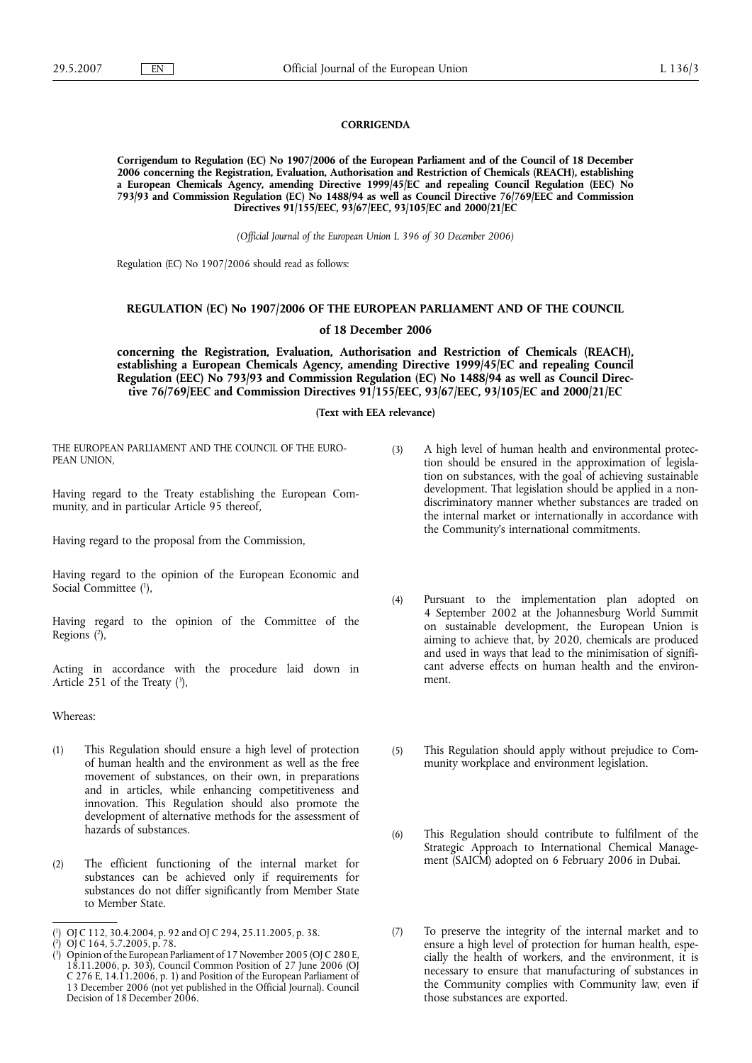## CORRIGENDA

**Corrigendum to Regulation (EC) No 1907/2006 of the European Parliament and of the Council of 18 December 2006 concerning the Registration, Evaluation, Authorisation and Restriction of Chemicals (REACH), establishing a European Chemicals Agency, amending Directive 1999/45/EC and repealing Council Regulation (EEC) No 793/93 and Commission Regulation (EC) No 1488/94 as well as Council Directive 76/769/EEC and Commission Directives 91/155/EEC, 93/67/EEC, 93/105/EC and 2000/21/EC**

*(Official Journal of the European Union L 396 of 30 December 2006)*

Regulation (EC) No 1907/2006 should read as follows:

# REGULATION (EC) No 1907/2006 OF THE EUROPEAN PARLIAMENT AND OF THE COUNCIL

**of 18 December 2006**

**concerning the Registration, Evaluation, Authorisation and Restriction of Chemicals (REACH), establishing a European Chemicals Agency, amending Directive 1999/45/EC and repealing Council Regulation (EEC) No 793/93 and Commission Regulation (EC) No 1488/94 as well as Council Directive 76/769/EEC and Commission Directives 91/155/EEC, 93/67/EEC, 93/105/EC and 2000/21/EC**

**(Text with EEA relevance)**

THE EUROPEAN PARLIAMENT AND THE COUNCIL OF THE EUROPEAN UNION,

Having regard to the Treaty establishing the European Community, and in particular Article 95 thereof,

Having regard to the proposal from the Commission,

Having regard to the opinion of the European Economic and Social Committee [1],

Having regard to the opinion of the Committee of the Regions [2],

Acting in accordance with the procedure laid down in Article 251 of the Treaty [3],

Whereas:

(1) This Regulation should ensure a high level of protection of human health and the environment as well as the free movement of substances, on their own, in preparations and in articles, while enhancing competitiveness and innovation. This Regulation should also promote the development of alternative methods for the assessment of hazards of substances.

(2) The efficient functioning of the internal market for substances can be achieved only if requirements for substances do not differ significantly from Member State to Member State.

(3) A high level of human health and environmental protection should be ensured in the approximation of legislation on substances, with the goal of achieving sustainable development. That legislation should be applied in a non-discriminatory manner whether substances are traded on the internal market or internationally in accordance with the Community's international commitments.

(4) Pursuant to the implementation plan adopted on 4 September 2002 at the Johannesburg World Summit on sustainable development, the European Union is aiming to achieve that, by 2020, chemicals are produced and used in ways that lead to the minimisation of significant adverse effects on human health and the environment.

(5) This Regulation should apply without prejudice to Community workplace and environment legislation.

(6) This Regulation should contribute to fulfilment of the Strategic Approach to International Chemical Management (SAICM) adopted on 6 February 2006 in Dubai.

(7) To preserve the integrity of the internal market and to ensure a high level of protection for human health, especially the health of workers, and the environment, it is necessary to ensure that manufacturing of substances in the Community complies with Community law, even if those substances are exported.

---

[1] OJ C 112, 30.4.2004, p. 92 and OJ C 294, 25.11.2005, p. 38.

[2] OJ C 164, 5.7.2005, p. 78.

[3] Opinion of the European Parliament of 17 November 2005 (OJ C 280 E, 18.11.2006, p. 303), Council Common Position of 27 June 2006 (OJ C 276 E, 14.11.2006, p. 1) and Position of the European Parliament of 13 December 2006 (not yet published in the Official Journal). Council Decision of 18 December 2006.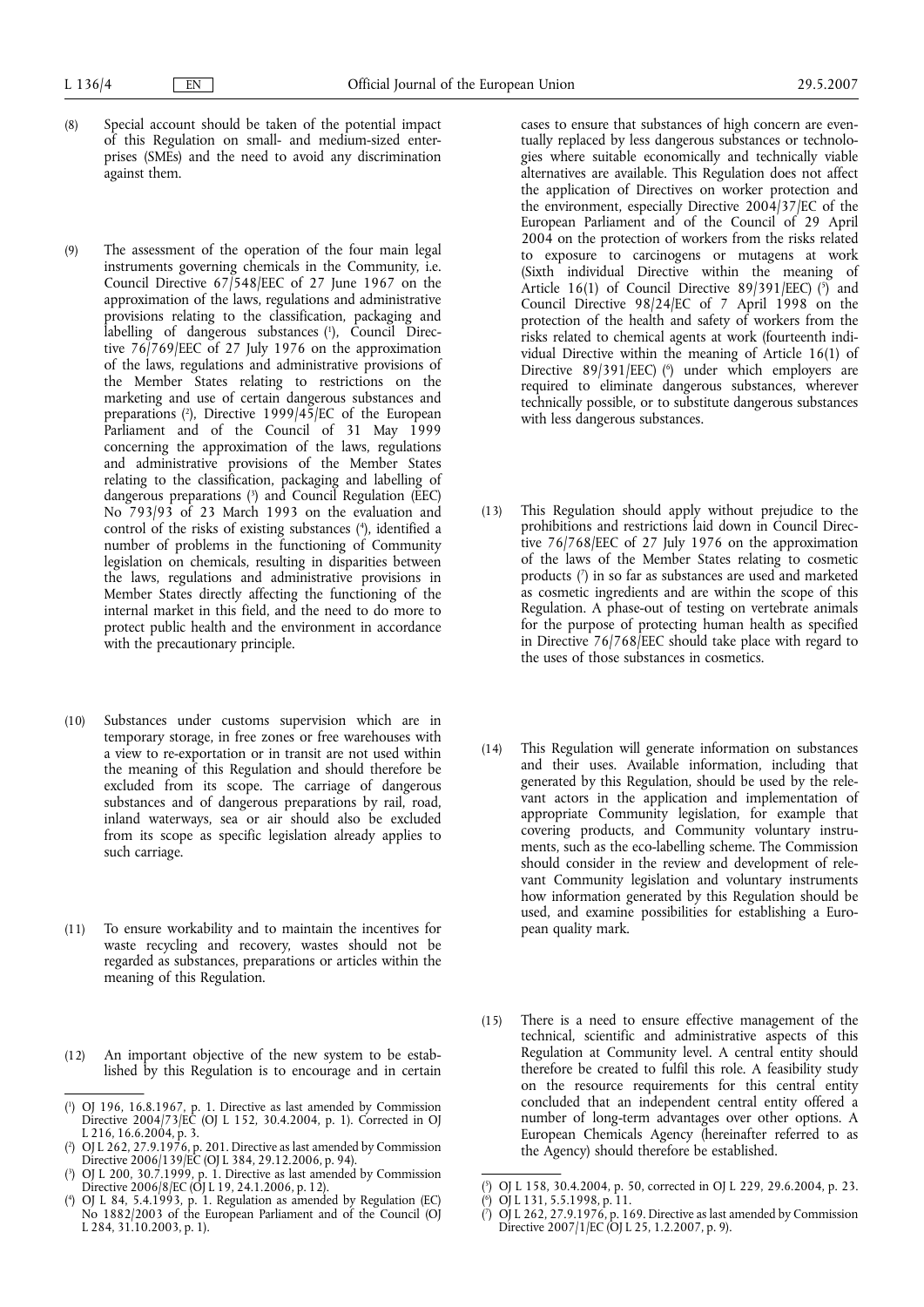(8) Special account should be taken of the potential impact of this Regulation on small- and medium-sized enterprises (SMEs) and the need to avoid any discrimination against them.

(9) The assessment of the operation of the four main legal instruments governing chemicals in the Community, i.e. Council Directive 67/548/EEC of 27 June 1967 on the approximation of the laws, regulations and administrative provisions relating to the classification, packaging and labelling of dangerous substances [1], Council Directive 76/769/EEC of 27 July 1976 on the approximation of the laws, regulations and administrative provisions of the Member States relating to restrictions on the marketing and use of certain dangerous substances and preparations [2], Directive 1999/45/EC of the European Parliament and of the Council of 31 May 1999 concerning the approximation of the laws, regulations and administrative provisions of the Member States relating to the classification, packaging and labelling of dangerous preparations [3] and Council Regulation (EEC) No 793/93 of 23 March 1993 on the evaluation and control of the risks of existing substances [4], identified a number of problems in the functioning of Community legislation on chemicals, resulting in disparities between the laws, regulations and administrative provisions in Member States directly affecting the functioning of the internal market in this field, and the need to do more to protect public health and the environment in accordance with the precautionary principle.

(10) Substances under customs supervision which are in temporary storage, in free zones or free warehouses with a view to re-exportation or in transit are not used within the meaning of this Regulation and should therefore be excluded from its scope. The carriage of dangerous substances and of dangerous preparations by rail, road, inland waterways, sea or air should also be excluded from its scope as specific legislation already applies to such carriage.

(11) To ensure workability and to maintain the incentives for waste recycling and recovery, wastes should not be regarded as substances, preparations or articles within the meaning of this Regulation.

(12) An important objective of the new system to be established by this Regulation is to encourage and in certain cases to ensure that substances of high concern are eventually replaced by less dangerous substances or technologies where suitable economically and technically viable alternatives are available. This Regulation does not affect the application of Directives on worker protection and the environment, especially Directive 2004/37/EC of the European Parliament and of the Council of 29 April 2004 on the protection of workers from the risks related to exposure to carcinogens or mutagens at work (Sixth individual Directive within the meaning of Article 16(1) of Council Directive 89/391/EEC) [5] and Council Directive 98/24/EC of 7 April 1998 on the protection of the health and safety of workers from the risks related to chemical agents at work (fourteenth individual Directive within the meaning of Article 16(1) of Directive 89/391/EEC) [6] under which employers are required to eliminate dangerous substances, wherever technically possible, or to substitute dangerous substances with less dangerous substances.

(13) This Regulation should apply without prejudice to the prohibitions and restrictions laid down in Council Directive 76/768/EEC of 27 July 1976 on the approximation of the laws of the Member States relating to cosmetic products [7] in so far as substances are used and marketed as cosmetic ingredients and are within the scope of this Regulation. A phase-out of testing on vertebrate animals for the purpose of protecting human health as specified in Directive 76/768/EEC should take place with regard to the uses of those substances in cosmetics.

(14) This Regulation will generate information on substances and their uses. Available information, including that generated by this Regulation, should be used by the relevant actors in the application and implementation of appropriate Community legislation, for example that covering products, and Community voluntary instruments, such as the eco-labelling scheme. The Commission should consider in the review and development of relevant Community legislation and voluntary instruments how information generated by this Regulation should be used, and examine possibilities for establishing a European quality mark.

(15) There is a need to ensure effective management of the technical, scientific and administrative aspects of this Regulation at Community level. A central entity should therefore be created to fulfil this role. A feasibility study on the resource requirements for this central entity concluded that an independent central entity offered a number of long-term advantages over other options. A European Chemicals Agency (hereinafter referred to as the Agency) should therefore be established.

---

[1] OJ 196, 16.8.1967, p. 1. Directive as last amended by Commission Directive 2004/73/EC (OJ L 152, 30.4.2004, p. 1). Corrected in OJ L 216, 16.6.2004, p. 3.

[2] OJ L 262, 27.9.1976, p. 201. Directive as last amended by Commission Directive 2006/139/EC (OJ L 384, 29.12.2006, p. 94).

[3] OJ L 200, 30.7.1999, p. 1. Directive as last amended by Commission Directive 2006/8/EC (OJ L 19, 24.1.2006, p. 12).

[4] OJ L 84, 5.4.1993, p. 1. Regulation as amended by Regulation (EC) No 1882/2003 of the European Parliament and of the Council (OJ L 284, 31.10.2003, p. 1).

[5] OJ L 158, 30.4.2004, p. 50, corrected in OJ L 229, 29.6.2004, p. 23.

[6] OJ L 131, 5.5.1998, p. 11.

[7] OJ L 262, 27.9.1976, p. 169. Directive as last amended by Commission Directive 2007/1/EC (OJ L 25, 1.2.2007, p. 9).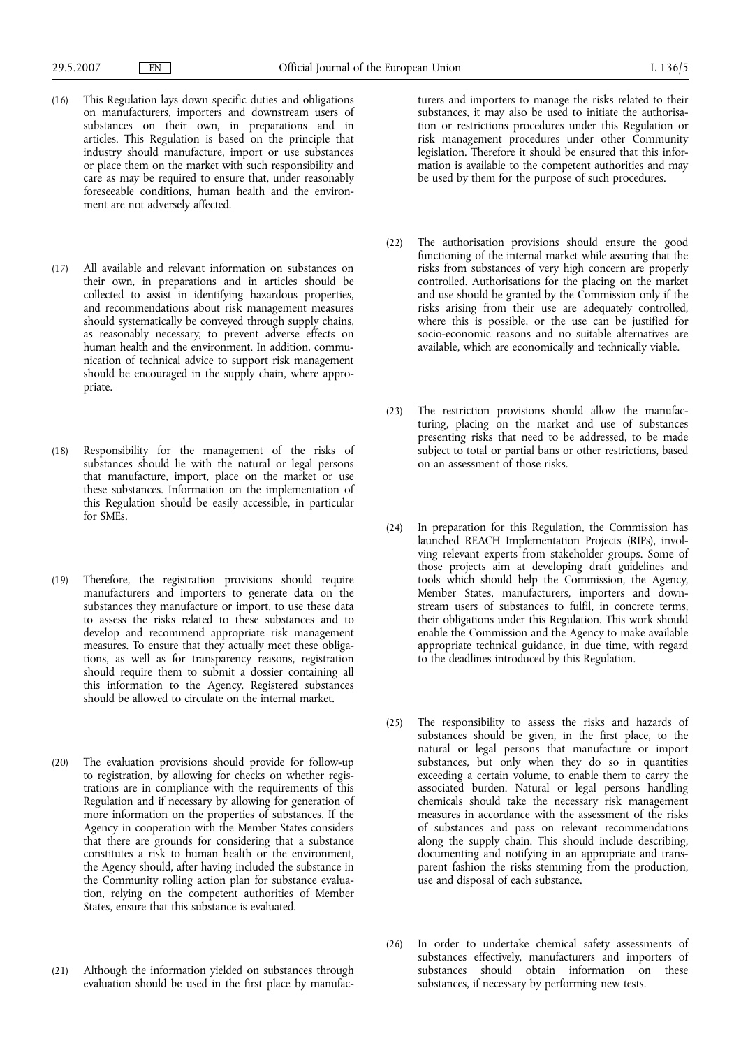(16) This Regulation lays down specific duties and obligations on manufacturers, importers and downstream users of substances on their own, in preparations and in articles. This Regulation is based on the principle that industry should manufacture, import or use substances or place them on the market with such responsibility and care as may be required to ensure that, under reasonably foreseeable conditions, human health and the environment are not adversely affected.

(17) All available and relevant information on substances on their own, in preparations and in articles should be collected to assist in identifying hazardous properties, and recommendations about risk management measures should systematically be conveyed through supply chains, as reasonably necessary, to prevent adverse effects on human health and the environment. In addition, communication of technical advice to support risk management should be encouraged in the supply chain, where appropriate.

(18) Responsibility for the management of the risks of substances should lie with the natural or legal persons that manufacture, import, place on the market or use these substances. Information on the implementation of this Regulation should be easily accessible, in particular for SMEs.

(19) Therefore, the registration provisions should require manufacturers and importers to generate data on the substances they manufacture or import, to use these data to assess the risks related to these substances and to develop and recommend appropriate risk management measures. To ensure that they actually meet these obligations, as well as for transparency reasons, registration should require them to submit a dossier containing all this information to the Agency. Registered substances should be allowed to circulate on the internal market.

(20) The evaluation provisions should provide for follow-up to registration, by allowing for checks on whether registrations are in compliance with the requirements of this Regulation and if necessary by allowing for generation of more information on the properties of substances. If the Agency in cooperation with the Member States considers that there are grounds for considering that a substance constitutes a risk to human health or the environment, the Agency should, after having included the substance in the Community rolling action plan for substance evaluation, relying on the competent authorities of Member States, ensure that this substance is evaluated.

(21) Although the information yielded on substances through evaluation should be used in the first place by manufacturers and importers to manage the risks related to their substances, it may also be used to initiate the authorisation or restrictions procedures under this Regulation or risk management procedures under other Community legislation. Therefore it should be ensured that this information is available to the competent authorities and may be used by them for the purpose of such procedures.

(22) The authorisation provisions should ensure the good functioning of the internal market while assuring that the risks from substances of very high concern are properly controlled. Authorisations for the placing on the market and use should be granted by the Commission only if the risks arising from their use are adequately controlled, where this is possible, or the use can be justified for socio-economic reasons and no suitable alternatives are available, which are economically and technically viable.

(23) The restriction provisions should allow the manufacturing, placing on the market and use of substances presenting risks that need to be addressed, to be made subject to total or partial bans or other restrictions, based on an assessment of those risks.

(24) In preparation for this Regulation, the Commission has launched REACH Implementation Projects (RIPs), involving relevant experts from stakeholder groups. Some of those projects aim at developing draft guidelines and tools which should help the Commission, the Agency, Member States, manufacturers, importers and downstream users of substances to fulfil, in concrete terms, their obligations under this Regulation. This work should enable the Commission and the Agency to make available appropriate technical guidance, in due time, with regard to the deadlines introduced by this Regulation.

(25) The responsibility to assess the risks and hazards of substances should be given, in the first place, to the natural or legal persons that manufacture or import substances, but only when they do so in quantities exceeding a certain volume, to enable them to carry the associated burden. Natural or legal persons handling chemicals should take the necessary risk management measures in accordance with the assessment of the risks of substances and pass on relevant recommendations along the supply chain. This should include describing, documenting and notifying in an appropriate and transparent fashion the risks stemming from the production, use and disposal of each substance.

(26) In order to undertake chemical safety assessments of substances effectively, manufacturers and importers of substances should obtain information on these substances, if necessary by performing new tests.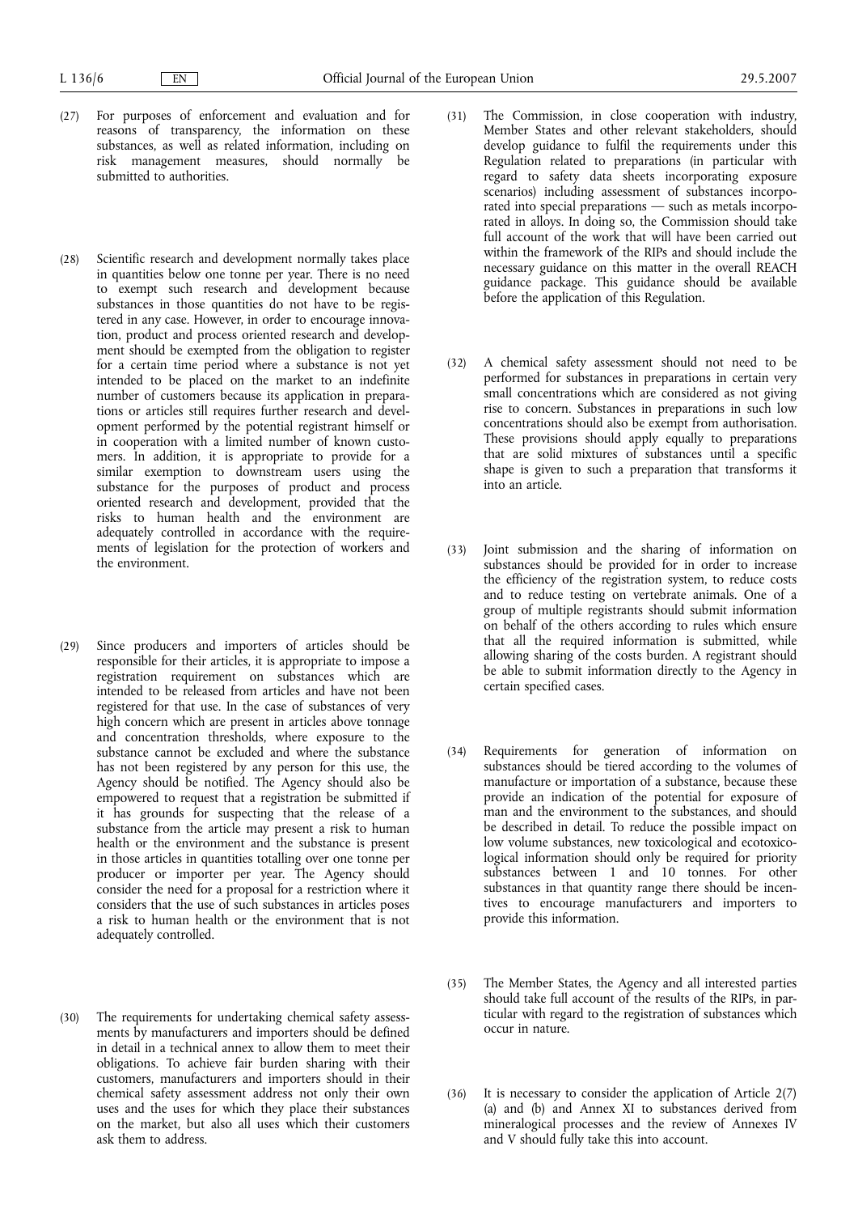(27) For purposes of enforcement and evaluation and for reasons of transparency, the information on these substances, as well as related information, including on risk management measures, should normally be submitted to authorities.

(28) Scientific research and development normally takes place in quantities below one tonne per year. There is no need to exempt such research and development because substances in those quantities do not have to be registered in any case. However, in order to encourage innovation, product and process oriented research and development should be exempted from the obligation to register for a certain time period where a substance is not yet intended to be placed on the market to an indefinite number of customers because its application in preparations or articles still requires further research and development performed by the potential registrant himself or in cooperation with a limited number of known customers. In addition, it is appropriate to provide for a similar exemption to downstream users using the substance for the purposes of product and process oriented research and development, provided that the risks to human health and the environment are adequately controlled in accordance with the requirements of legislation for the protection of workers and the environment.

(29) Since producers and importers of articles should be responsible for their articles, it is appropriate to impose a registration requirement on substances which are intended to be released from articles and have not been registered for that use. In the case of substances of very high concern which are present in articles above tonnage and concentration thresholds, where exposure to the substance cannot be excluded and where the substance has not been registered by any person for this use, the Agency should be notified. The Agency should also be empowered to request that a registration be submitted if it has grounds for suspecting that the release of a substance from the article may present a risk to human health or the environment and the substance is present in those articles in quantities totalling over one tonne per producer or importer per year. The Agency should consider the need for a proposal for a restriction where it considers that the use of such substances in articles poses a risk to human health or the environment that is not adequately controlled.

(30) The requirements for undertaking chemical safety assessments by manufacturers and importers should be defined in detail in a technical annex to allow them to meet their obligations. To achieve fair burden sharing with their customers, manufacturers and importers should in their chemical safety assessment address not only their own uses and the uses for which they place their substances on the market, but also all uses which their customers ask them to address.

(31) The Commission, in close cooperation with industry, Member States and other relevant stakeholders, should develop guidance to fulfil the requirements under this Regulation related to preparations (in particular with regard to safety data sheets incorporating exposure scenarios) including assessment of substances incorporated into special preparations — such as metals incorporated in alloys. In doing so, the Commission should take full account of the work that will have been carried out within the framework of the RIPs and should include the necessary guidance on this matter in the overall REACH guidance package. This guidance should be available before the application of this Regulation.

(32) A chemical safety assessment should not need to be performed for substances in preparations in certain very small concentrations which are considered as not giving rise to concern. Substances in preparations in such low concentrations should also be exempt from authorisation. These provisions should apply equally to preparations that are solid mixtures of substances until a specific shape is given to such a preparation that transforms it into an article.

(33) Joint submission and the sharing of information on substances should be provided for in order to increase the efficiency of the registration system, to reduce costs and to reduce testing on vertebrate animals. One of a group of multiple registrants should submit information on behalf of the others according to rules which ensure that all the required information is submitted, while allowing sharing of the costs burden. A registrant should be able to submit information directly to the Agency in certain specified cases.

(34) Requirements for generation of information on substances should be tiered according to the volumes of manufacture or importation of a substance, because these provide an indication of the potential for exposure of man and the environment to the substances, and should be described in detail. To reduce the possible impact on low volume substances, new toxicological and ecotoxicological information should only be required for priority substances between 1 and 10 tonnes. For other substances in that quantity range there should be incentives to encourage manufacturers and importers to provide this information.

(35) The Member States, the Agency and all interested parties should take full account of the results of the RIPs, in particular with regard to the registration of substances which occur in nature.

(36) It is necessary to consider the application of Article 2(7) (a) and (b) and Annex XI to substances derived from mineralogical processes and the review of Annexes IV and V should fully take this into account.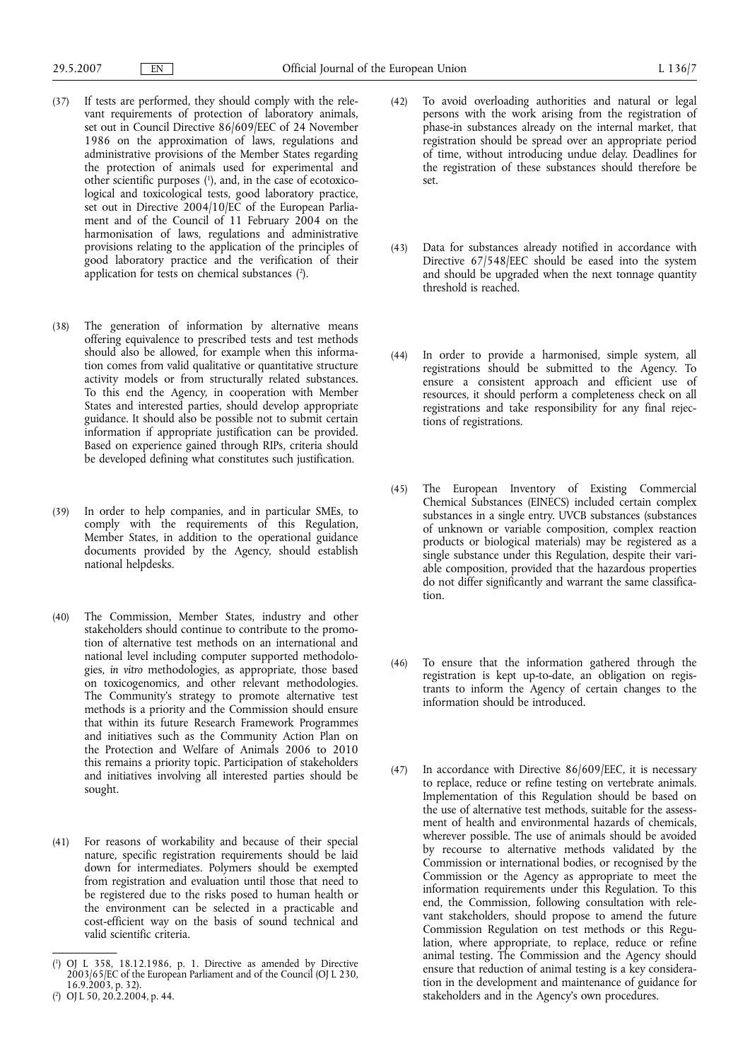(37) If tests are performed, they should comply with the relevant requirements of protection of laboratory animals, set out in Council Directive 86/609/EEC of 24 November 1986 on the approximation of laws, regulations and administrative provisions of the Member States regarding the protection of animals used for experimental and other scientific purposes [1], and, in the case of ecotoxicological and toxicological tests, good laboratory practice, set out in Directive 2004/10/EC of the European Parliament and of the Council of 11 February 2004 on the harmonisation of laws, regulations and administrative provisions relating to the application of the principles of good laboratory practice and the verification of their application for tests on chemical substances [2].

(38) The generation of information by alternative means offering equivalence to prescribed tests and test methods should also be allowed, for example when this information comes from valid qualitative or quantitative structure activity models or from structurally related substances. To this end the Agency, in cooperation with Member States and interested parties, should develop appropriate guidance. It should also be possible not to submit certain information if appropriate justification can be provided. Based on experience gained through RIPs, criteria should be developed defining what constitutes such justification.

(39) In order to help companies, and in particular SMEs, to comply with the requirements of this Regulation, Member States, in addition to the operational guidance documents provided by the Agency, should establish national helpdesks.

(40) The Commission, Member States, industry and other stakeholders should continue to contribute to the promotion of alternative test methods on an international and national level including computer supported methodologies, *in vitro* methodologies, as appropriate, those based on toxicogenomics, and other relevant methodologies. The Community's strategy to promote alternative test methods is a priority and the Commission should ensure that within its future Research Framework Programmes and initiatives such as the Community Action Plan on the Protection and Welfare of Animals 2006 to 2010 this remains a priority topic. Participation of stakeholders and initiatives involving all interested parties should be sought.

(41) For reasons of workability and because of their special nature, specific registration requirements should be laid down for intermediates. Polymers should be exempted from registration and evaluation until those that need to be registered due to the risks posed to human health or the environment can be selected in a practicable and cost-efficient way on the basis of sound technical and valid scientific criteria.

(42) To avoid overloading authorities and natural or legal persons with the work arising from the registration of phase-in substances already on the internal market, that registration should be spread over an appropriate period of time, without introducing undue delay. Deadlines for the registration of these substances should therefore be set.

(43) Data for substances already notified in accordance with Directive 67/548/EEC should be eased into the system and should be upgraded when the next tonnage quantity threshold is reached.

(44) In order to provide a harmonised, simple system, all registrations should be submitted to the Agency. To ensure a consistent approach and efficient use of resources, it should perform a completeness check on all registrations and take responsibility for any final rejections of registrations.

(45) The European Inventory of Existing Commercial Chemical Substances (EINECS) included certain complex substances in a single entry. UVCB substances (substances of unknown or variable composition, complex reaction products or biological materials) may be registered as a single substance under this Regulation, despite their variable composition, provided that the hazardous properties do not differ significantly and warrant the same classification.

(46) To ensure that the information gathered through the registration is kept up-to-date, an obligation on registrants to inform the Agency of certain changes to the information should be introduced.

(47) In accordance with Directive 86/609/EEC, it is necessary to replace, reduce or refine testing on vertebrate animals. Implementation of this Regulation should be based on the use of alternative test methods, suitable for the assessment of health and environmental hazards of chemicals, wherever possible. The use of animals should be avoided by recourse to alternative methods validated by the Commission or international bodies, or recognised by the Commission or the Agency as appropriate to meet the information requirements under this Regulation. To this end, the Commission, following consultation with relevant stakeholders, should propose to amend the future Commission Regulation on test methods or this Regulation, where appropriate, to replace, reduce or refine animal testing. The Commission and the Agency should ensure that reduction of animal testing is a key consideration in the development and maintenance of guidance for stakeholders and in the Agency's own procedures.

---

[1] OJ L 358, 18.12.1986, p. 1. Directive as amended by Directive 2003/65/EC of the European Parliament and of the Council (OJ L 230, 16.9.2003, p. 32).

[2] OJ L 50, 20.2.2004, p. 44.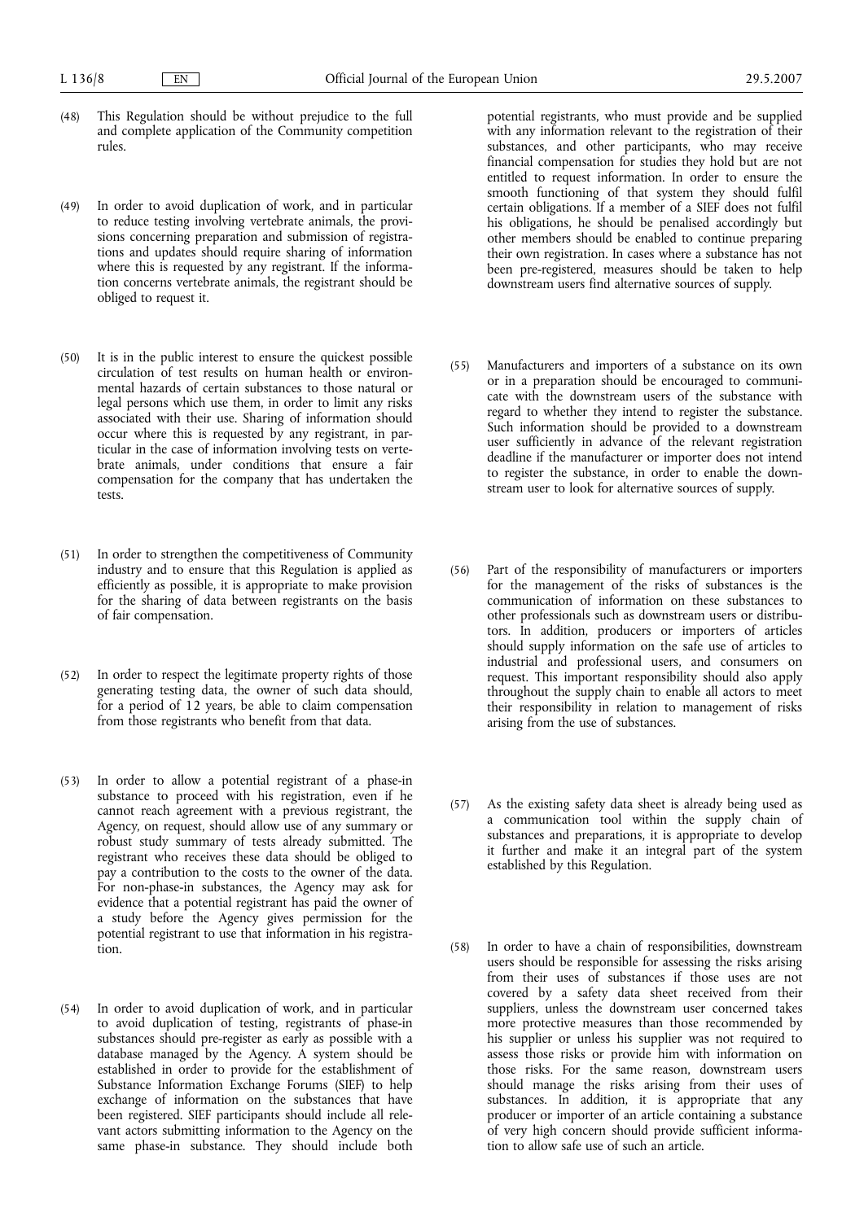(48) This Regulation should be without prejudice to the full and complete application of the Community competition rules.

(49) In order to avoid duplication of work, and in particular to reduce testing involving vertebrate animals, the provisions concerning preparation and submission of registrations and updates should require sharing of information where this is requested by any registrant. If the information concerns vertebrate animals, the registrant should be obliged to request it.

(50) It is in the public interest to ensure the quickest possible circulation of test results on human health or environmental hazards of certain substances to those natural or legal persons which use them, in order to limit any risks associated with their use. Sharing of information should occur where this is requested by any registrant, in particular in the case of information involving tests on vertebrate animals, under conditions that ensure a fair compensation for the company that has undertaken the tests.

(51) In order to strengthen the competitiveness of Community industry and to ensure that this Regulation is applied as efficiently as possible, it is appropriate to make provision for the sharing of data between registrants on the basis of fair compensation.

(52) In order to respect the legitimate property rights of those generating testing data, the owner of such data should, for a period of 12 years, be able to claim compensation from those registrants who benefit from that data.

(53) In order to allow a potential registrant of a phase-in substance to proceed with his registration, even if he cannot reach agreement with a previous registrant, the Agency, on request, should allow use of any summary or robust study summary of tests already submitted. The registrant who receives these data should be obliged to pay a contribution to the costs to the owner of the data. For non-phase-in substances, the Agency may ask for evidence that a potential registrant has paid the owner of a study before the Agency gives permission for the potential registrant to use that information in his registration.

(54) In order to avoid duplication of work, and in particular to avoid duplication of testing, registrants of phase-in substances should pre-register as early as possible with a database managed by the Agency. A system should be established in order to provide for the establishment of Substance Information Exchange Forums (SIEF) to help exchange of information on the substances that have been registered. SIEF participants should include all relevant actors submitting information to the Agency on the same phase-in substance. They should include both potential registrants, who must provide and be supplied with any information relevant to the registration of their substances, and other participants, who may receive financial compensation for studies they hold but are not entitled to request information. In order to ensure the smooth functioning of that system they should fulfil certain obligations. If a member of a SIEF does not fulfil his obligations, he should be penalised accordingly but other members should be enabled to continue preparing their own registration. In cases where a substance has not been pre-registered, measures should be taken to help downstream users find alternative sources of supply.

(55) Manufacturers and importers of a substance on its own or in a preparation should be encouraged to communicate with the downstream users of the substance with regard to whether they intend to register the substance. Such information should be provided to a downstream user sufficiently in advance of the relevant registration deadline if the manufacturer or importer does not intend to register the substance, in order to enable the downstream user to look for alternative sources of supply.

(56) Part of the responsibility of manufacturers or importers for the management of the risks of substances is the communication of information on these substances to other professionals such as downstream users or distributors. In addition, producers or importers of articles should supply information on the safe use of articles to industrial and professional users, and consumers on request. This important responsibility should also apply throughout the supply chain to enable all actors to meet their responsibility in relation to management of risks arising from the use of substances.

(57) As the existing safety data sheet is already being used as a communication tool within the supply chain of substances and preparations, it is appropriate to develop it further and make it an integral part of the system established by this Regulation.

(58) In order to have a chain of responsibilities, downstream users should be responsible for assessing the risks arising from their uses of substances if those uses are not covered by a safety data sheet received from their suppliers, unless the downstream user concerned takes more protective measures than those recommended by his supplier or unless his supplier was not required to assess those risks or provide him with information on those risks. For the same reason, downstream users should manage the risks arising from their uses of substances. In addition, it is appropriate that any producer or importer of an article containing a substance of very high concern should provide sufficient information to allow safe use of such an article.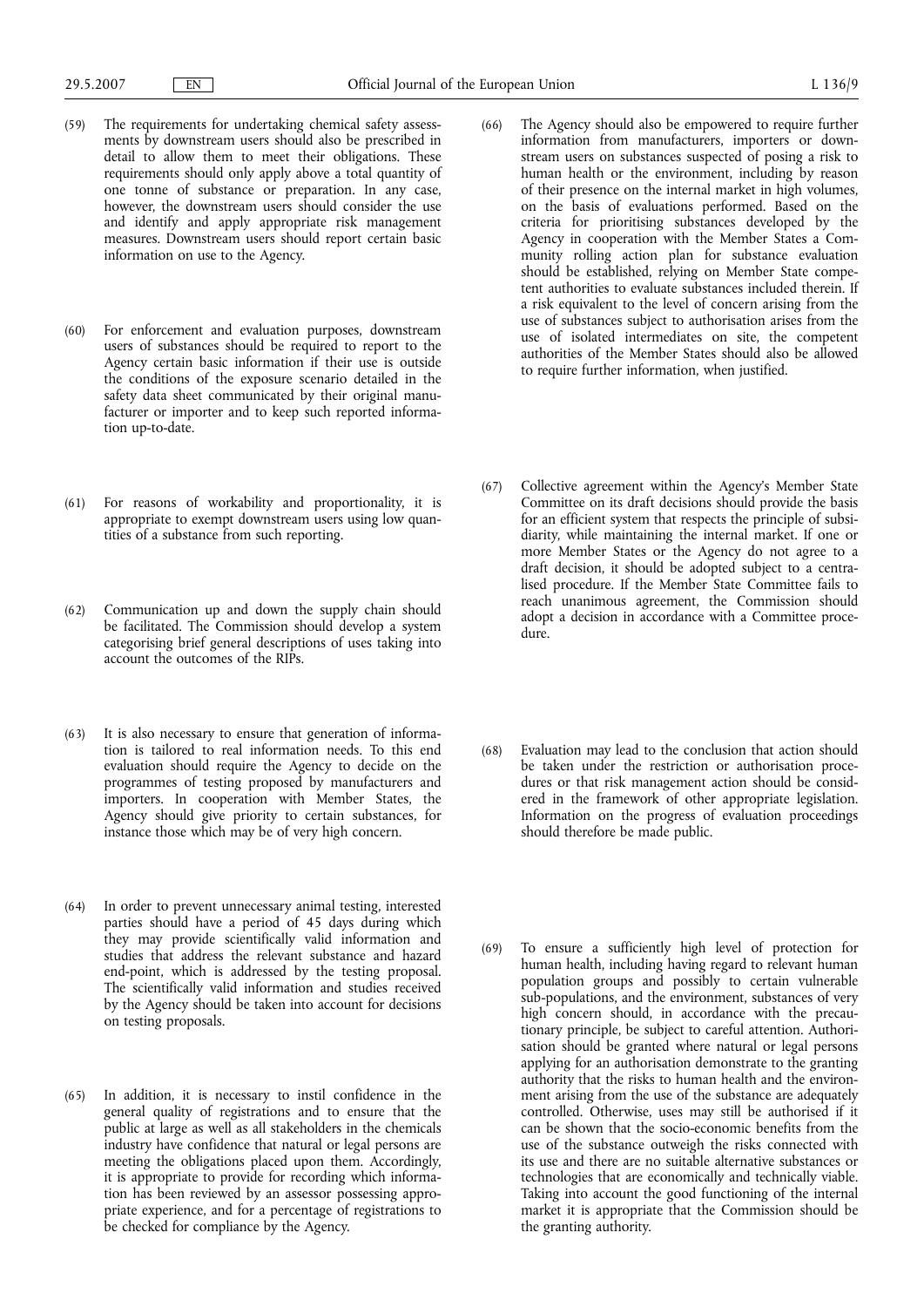(59) The requirements for undertaking chemical safety assessments by downstream users should also be prescribed in detail to allow them to meet their obligations. These requirements should only apply above a total quantity of one tonne of substance or preparation. In any case, however, the downstream users should consider the use and identify and apply appropriate risk management measures. Downstream users should report certain basic information on use to the Agency.

(60) For enforcement and evaluation purposes, downstream users of substances should be required to report to the Agency certain basic information if their use is outside the conditions of the exposure scenario detailed in the safety data sheet communicated by their original manufacturer or importer and to keep such reported information up-to-date.

(61) For reasons of workability and proportionality, it is appropriate to exempt downstream users using low quantities of a substance from such reporting.

(62) Communication up and down the supply chain should be facilitated. The Commission should develop a system categorising brief general descriptions of uses taking into account the outcomes of the RIPs.

(63) It is also necessary to ensure that generation of information is tailored to real information needs. To this end evaluation should require the Agency to decide on the programmes of testing proposed by manufacturers and importers. In cooperation with Member States, the Agency should give priority to certain substances, for instance those which may be of very high concern.

(64) In order to prevent unnecessary animal testing, interested parties should have a period of 45 days during which they may provide scientifically valid information and studies that address the relevant substance and hazard end-point, which is addressed by the testing proposal. The scientifically valid information and studies received by the Agency should be taken into account for decisions on testing proposals.

(65) In addition, it is necessary to instil confidence in the general quality of registrations and to ensure that the public at large as well as all stakeholders in the chemicals industry have confidence that natural or legal persons are meeting the obligations placed upon them. Accordingly, it is appropriate to provide for recording which information has been reviewed by an assessor possessing appropriate experience, and for a percentage of registrations to be checked for compliance by the Agency.

(66) The Agency should also be empowered to require further information from manufacturers, importers or downstream users on substances suspected of posing a risk to human health or the environment, including by reason of their presence on the internal market in high volumes, on the basis of evaluations performed. Based on the criteria for prioritising substances developed by the Agency in cooperation with the Member States a Community rolling action plan for substance evaluation should be established, relying on Member State competent authorities to evaluate substances included therein. If a risk equivalent to the level of concern arising from the use of substances subject to authorisation arises from the use of isolated intermediates on site, the competent authorities of the Member States should also be allowed to require further information, when justified.

(67) Collective agreement within the Agency's Member State Committee on its draft decisions should provide the basis for an efficient system that respects the principle of subsidiarity, while maintaining the internal market. If one or more Member States or the Agency do not agree to a draft decision, it should be adopted subject to a centralised procedure. If the Member State Committee fails to reach unanimous agreement, the Commission should adopt a decision in accordance with a Committee procedure.

(68) Evaluation may lead to the conclusion that action should be taken under the restriction or authorisation procedures or that risk management action should be considered in the framework of other appropriate legislation. Information on the progress of evaluation proceedings should therefore be made public.

(69) To ensure a sufficiently high level of protection for human health, including having regard to relevant human population groups and possibly to certain vulnerable sub-populations, and the environment, substances of very high concern should, in accordance with the precautionary principle, be subject to careful attention. Authorisation should be granted where natural or legal persons applying for an authorisation demonstrate to the granting authority that the risks to human health and the environment arising from the use of the substance are adequately controlled. Otherwise, uses may still be authorised if it can be shown that the socio-economic benefits from the use of the substance outweigh the risks connected with its use and there are no suitable alternative substances or technologies that are economically and technically viable. Taking into account the good functioning of the internal market it is appropriate that the Commission should be the granting authority.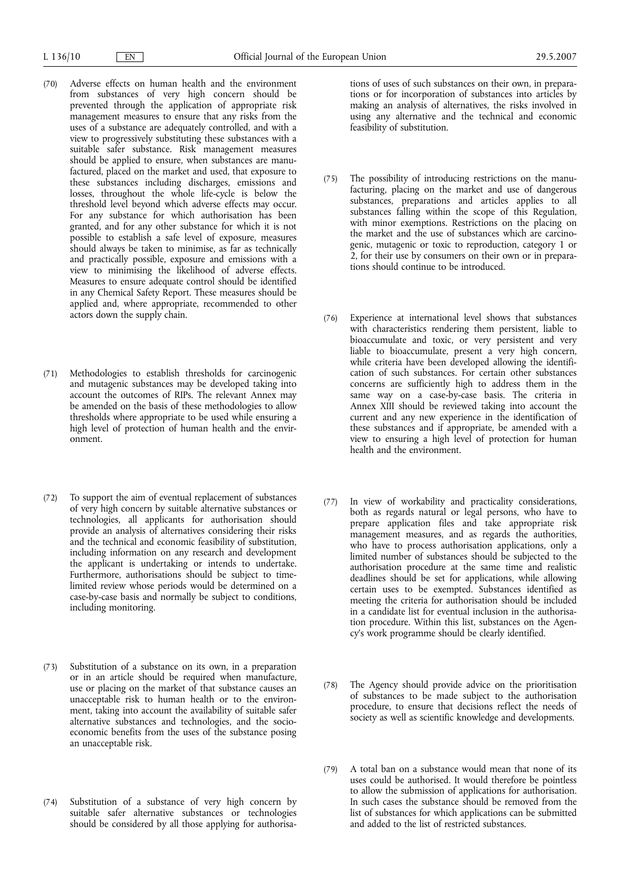(70) Adverse effects on human health and the environment from substances of very high concern should be prevented through the application of appropriate risk management measures to ensure that any risks from the uses of a substance are adequately controlled, and with a view to progressively substituting these substances with a suitable safer substance. Risk management measures should be applied to ensure, when substances are manufactured, placed on the market and used, that exposure to these substances including discharges, emissions and losses, throughout the whole life-cycle is below the threshold level beyond which adverse effects may occur. For any substance for which authorisation has been granted, and for any other substance for which it is not possible to establish a safe level of exposure, measures should always be taken to minimise, as far as technically and practically possible, exposure and emissions with a view to minimising the likelihood of adverse effects. Measures to ensure adequate control should be identified in any Chemical Safety Report. These measures should be applied and, where appropriate, recommended to other actors down the supply chain.

(71) Methodologies to establish thresholds for carcinogenic and mutagenic substances may be developed taking into account the outcomes of RIPs. The relevant Annex may be amended on the basis of these methodologies to allow thresholds where appropriate to be used while ensuring a high level of protection of human health and the environment.

(72) To support the aim of eventual replacement of substances of very high concern by suitable alternative substances or technologies, all applicants for authorisation should provide an analysis of alternatives considering their risks and the technical and economic feasibility of substitution, including information on any research and development the applicant is undertaking or intends to undertake. Furthermore, authorisations should be subject to time-limited review whose periods would be determined on a case-by-case basis and normally be subject to conditions, including monitoring.

(73) Substitution of a substance on its own, in a preparation or in an article should be required when manufacture, use or placing on the market of that substance causes an unacceptable risk to human health or to the environment, taking into account the availability of suitable safer alternative substances and technologies, and the socio-economic benefits from the uses of the substance posing an unacceptable risk.

(74) Substitution of a substance of very high concern by suitable safer alternative substances or technologies should be considered by all those applying for authorisations of uses of such substances on their own, in preparations or for incorporation of substances into articles by making an analysis of alternatives, the risks involved in using any alternative and the technical and economic feasibility of substitution.

(75) The possibility of introducing restrictions on the manufacturing, placing on the market and use of dangerous substances, preparations and articles applies to all substances falling within the scope of this Regulation, with minor exemptions. Restrictions on the placing on the market and the use of substances which are carcinogenic, mutagenic or toxic to reproduction, category 1 or 2, for their use by consumers on their own or in preparations should continue to be introduced.

(76) Experience at international level shows that substances with characteristics rendering them persistent, liable to bioaccumulate and toxic, or very persistent and very liable to bioaccumulate, present a very high concern, while criteria have been developed allowing the identification of such substances. For certain other substances concerns are sufficiently high to address them in the same way on a case-by-case basis. The criteria in Annex XIII should be reviewed taking into account the current and any new experience in the identification of these substances and if appropriate, be amended with a view to ensuring a high level of protection for human health and the environment.

(77) In view of workability and practicality considerations, both as regards natural or legal persons, who have to prepare application files and take appropriate risk management measures, and as regards the authorities, who have to process authorisation applications, only a limited number of substances should be subjected to the authorisation procedure at the same time and realistic deadlines should be set for applications, while allowing certain uses to be exempted. Substances identified as meeting the criteria for authorisation should be included in a candidate list for eventual inclusion in the authorisation procedure. Within this list, substances on the Agency's work programme should be clearly identified.

(78) The Agency should provide advice on the prioritisation of substances to be made subject to the authorisation procedure, to ensure that decisions reflect the needs of society as well as scientific knowledge and developments.

(79) A total ban on a substance would mean that none of its uses could be authorised. It would therefore be pointless to allow the submission of applications for authorisation. In such cases the substance should be removed from the list of substances for which applications can be submitted and added to the list of restricted substances.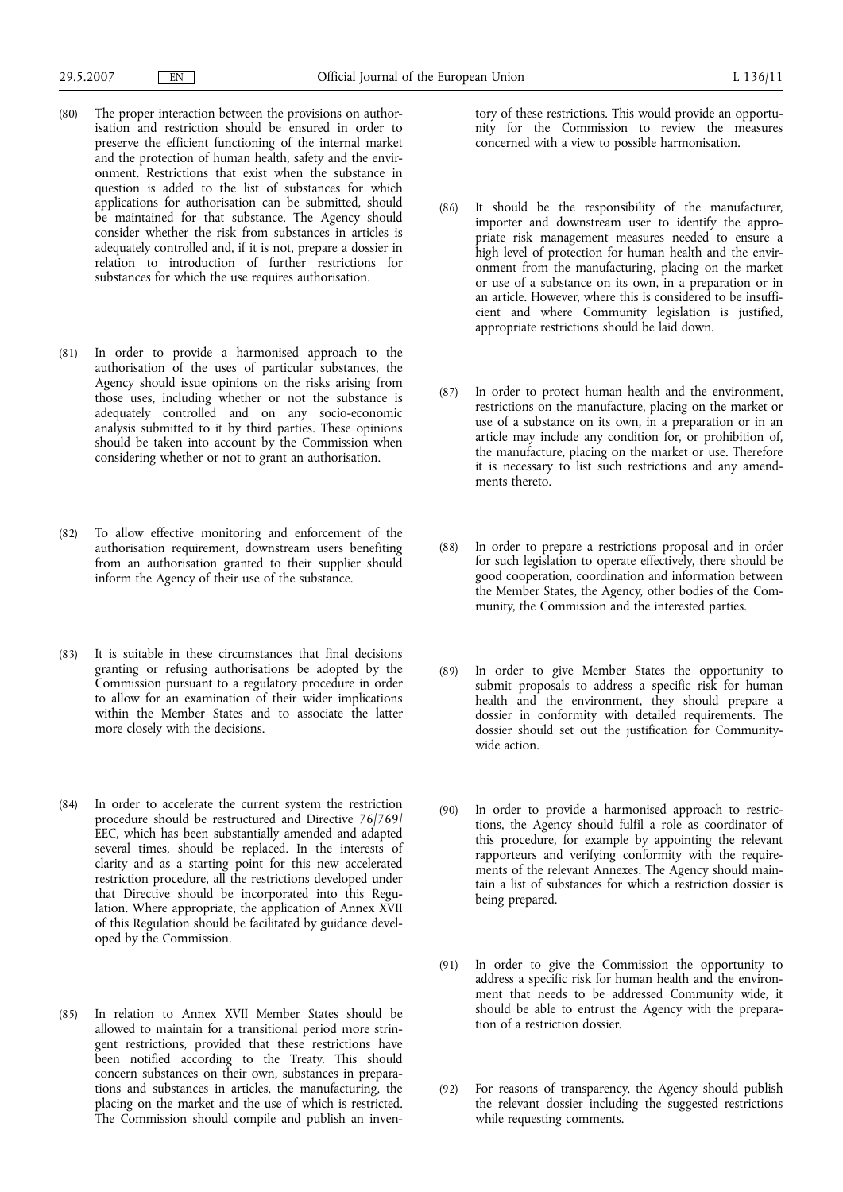(80) The proper interaction between the provisions on authorisation and restriction should be ensured in order to preserve the efficient functioning of the internal market and the protection of human health, safety and the environment. Restrictions that exist when the substance in question is added to the list of substances for which applications for authorisation can be submitted, should be maintained for that substance. The Agency should consider whether the risk from substances in articles is adequately controlled and, if it is not, prepare a dossier in relation to introduction of further restrictions for substances for which the use requires authorisation.

(81) In order to provide a harmonised approach to the authorisation of the uses of particular substances, the Agency should issue opinions on the risks arising from those uses, including whether or not the substance is adequately controlled and on any socio-economic analysis submitted to it by third parties. These opinions should be taken into account by the Commission when considering whether or not to grant an authorisation.

(82) To allow effective monitoring and enforcement of the authorisation requirement, downstream users benefiting from an authorisation granted to their supplier should inform the Agency of their use of the substance.

(83) It is suitable in these circumstances that final decisions granting or refusing authorisations be adopted by the Commission pursuant to a regulatory procedure in order to allow for an examination of their wider implications within the Member States and to associate the latter more closely with the decisions.

(84) In order to accelerate the current system the restriction procedure should be restructured and Directive 76/769/EEC, which has been substantially amended and adapted several times, should be replaced. In the interests of clarity and as a starting point for this new accelerated restriction procedure, all the restrictions developed under that Directive should be incorporated into this Regulation. Where appropriate, the application of Annex XVII of this Regulation should be facilitated by guidance developed by the Commission.

(85) In relation to Annex XVII Member States should be allowed to maintain for a transitional period more stringent restrictions, provided that these restrictions have been notified according to the Treaty. This should concern substances on their own, substances in preparations and substances in articles, the manufacturing, the placing on the market and the use of which is restricted. The Commission should compile and publish an inventory of these restrictions. This would provide an opportunity for the Commission to review the measures concerned with a view to possible harmonisation.

(86) It should be the responsibility of the manufacturer, importer and downstream user to identify the appropriate risk management measures needed to ensure a high level of protection for human health and the environment from the manufacturing, placing on the market or use of a substance on its own, in a preparation or in an article. However, where this is considered to be insufficient and where Community legislation is justified, appropriate restrictions should be laid down.

(87) In order to protect human health and the environment, restrictions on the manufacture, placing on the market or use of a substance on its own, in a preparation or in an article may include any condition for, or prohibition of, the manufacture, placing on the market or use. Therefore it is necessary to list such restrictions and any amendments thereto.

(88) In order to prepare a restrictions proposal and in order for such legislation to operate effectively, there should be good cooperation, coordination and information between the Member States, the Agency, other bodies of the Community, the Commission and the interested parties.

(89) In order to give Member States the opportunity to submit proposals to address a specific risk for human health and the environment, they should prepare a dossier in conformity with detailed requirements. The dossier should set out the justification for Community-wide action.

(90) In order to provide a harmonised approach to restrictions, the Agency should fulfil a role as coordinator of this procedure, for example by appointing the relevant rapporteurs and verifying conformity with the requirements of the relevant Annexes. The Agency should maintain a list of substances for which a restriction dossier is being prepared.

(91) In order to give the Commission the opportunity to address a specific risk for human health and the environment that needs to be addressed Community wide, it should be able to entrust the Agency with the preparation of a restriction dossier.

(92) For reasons of transparency, the Agency should publish the relevant dossier including the suggested restrictions while requesting comments.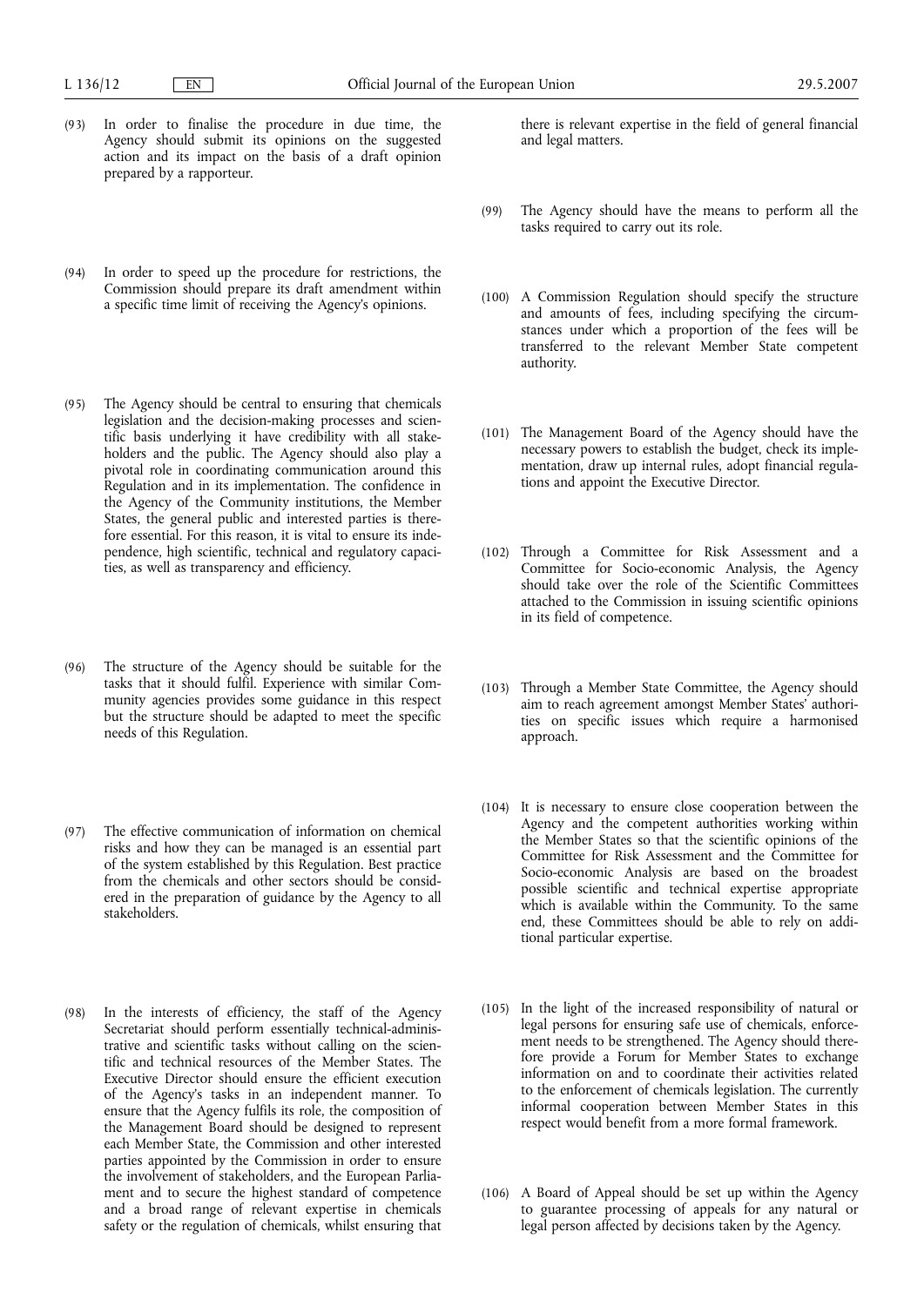(93) In order to finalise the procedure in due time, the Agency should submit its opinions on the suggested action and its impact on the basis of a draft opinion prepared by a rapporteur.

(94) In order to speed up the procedure for restrictions, the Commission should prepare its draft amendment within a specific time limit of receiving the Agency's opinions.

(95) The Agency should be central to ensuring that chemicals legislation and the decision-making processes and scientific basis underlying it have credibility with all stakeholders and the public. The Agency should also play a pivotal role in coordinating communication around this Regulation and in its implementation. The confidence in the Agency of the Community institutions, the Member States, the general public and interested parties is therefore essential. For this reason, it is vital to ensure its independence, high scientific, technical and regulatory capacities, as well as transparency and efficiency.

(96) The structure of the Agency should be suitable for the tasks that it should fulfil. Experience with similar Community agencies provides some guidance in this respect but the structure should be adapted to meet the specific needs of this Regulation.

(97) The effective communication of information on chemical risks and how they can be managed is an essential part of the system established by this Regulation. Best practice from the chemicals and other sectors should be considered in the preparation of guidance by the Agency to all stakeholders.

(98) In the interests of efficiency, the staff of the Agency Secretariat should perform essentially technical-administrative and scientific tasks without calling on the scientific and technical resources of the Member States. The Executive Director should ensure the efficient execution of the Agency's tasks in an independent manner. To ensure that the Agency fulfils its role, the composition of the Management Board should be designed to represent each Member State, the Commission and other interested parties appointed by the Commission in order to ensure the involvement of stakeholders, and the European Parliament and to secure the highest standard of competence and a broad range of relevant expertise in chemicals safety or the regulation of chemicals, whilst ensuring that there is relevant expertise in the field of general financial and legal matters.

(99) The Agency should have the means to perform all the tasks required to carry out its role.

(100) A Commission Regulation should specify the structure and amounts of fees, including specifying the circumstances under which a proportion of the fees will be transferred to the relevant Member State competent authority.

(101) The Management Board of the Agency should have the necessary powers to establish the budget, check its implementation, draw up internal rules, adopt financial regulations and appoint the Executive Director.

(102) Through a Committee for Risk Assessment and a Committee for Socio-economic Analysis, the Agency should take over the role of the Scientific Committees attached to the Commission in issuing scientific opinions in its field of competence.

(103) Through a Member State Committee, the Agency should aim to reach agreement amongst Member States' authorities on specific issues which require a harmonised approach.

(104) It is necessary to ensure close cooperation between the Agency and the competent authorities working within the Member States so that the scientific opinions of the Committee for Risk Assessment and the Committee for Socio-economic Analysis are based on the broadest possible scientific and technical expertise appropriate which is available within the Community. To the same end, these Committees should be able to rely on additional particular expertise.

(105) In the light of the increased responsibility of natural or legal persons for ensuring safe use of chemicals, enforcement needs to be strengthened. The Agency should therefore provide a Forum for Member States to exchange information on and to coordinate their activities related to the enforcement of chemicals legislation. The currently informal cooperation between Member States in this respect would benefit from a more formal framework.

(106) A Board of Appeal should be set up within the Agency to guarantee processing of appeals for any natural or legal person affected by decisions taken by the Agency.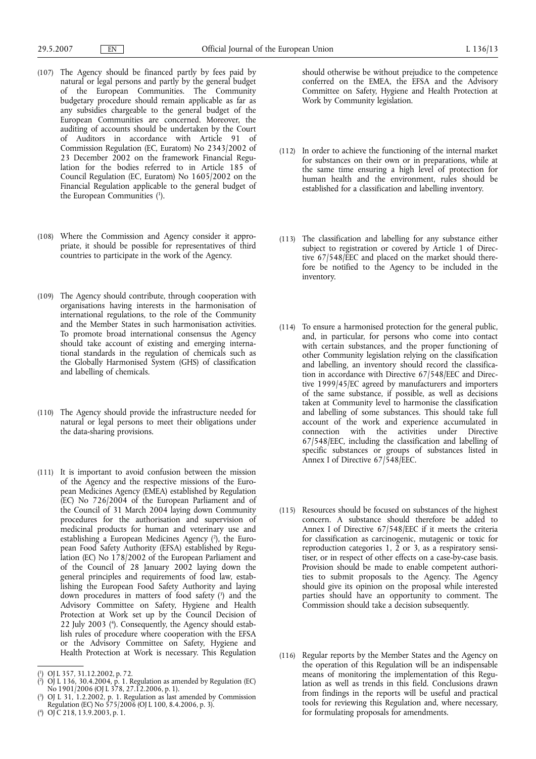(107) The Agency should be financed partly by fees paid by natural or legal persons and partly by the general budget of the European Communities. The Community budgetary procedure should remain applicable as far as any subsidies chargeable to the general budget of the European Communities are concerned. Moreover, the auditing of accounts should be undertaken by the Court of Auditors in accordance with Article 91 of Commission Regulation (EC, Euratom) No 2343/2002 of 23 December 2002 on the framework Financial Regulation for the bodies referred to in Article 185 of Council Regulation (EC, Euratom) No 1605/2002 on the Financial Regulation applicable to the general budget of the European Communities [1].

(108) Where the Commission and Agency consider it appropriate, it should be possible for representatives of third countries to participate in the work of the Agency.

(109) The Agency should contribute, through cooperation with organisations having interests in the harmonisation of international regulations, to the role of the Community and the Member States in such harmonisation activities. To promote broad international consensus the Agency should take account of existing and emerging international standards in the regulation of chemicals such as the Globally Harmonised System (GHS) of classification and labelling of chemicals.

(110) The Agency should provide the infrastructure needed for natural or legal persons to meet their obligations under the data-sharing provisions.

(111) It is important to avoid confusion between the mission of the Agency and the respective missions of the European Medicines Agency (EMEA) established by Regulation (EC) No 726/2004 of the European Parliament and of the Council of 31 March 2004 laying down Community procedures for the authorisation and supervision of medicinal products for human and veterinary use and establishing a European Medicines Agency [2], the European Food Safety Authority (EFSA) established by Regulation (EC) No 178/2002 of the European Parliament and of the Council of 28 January 2002 laying down the general principles and requirements of food law, establishing the European Food Safety Authority and laying down procedures in matters of food safety [3] and the Advisory Committee on Safety, Hygiene and Health Protection at Work set up by the Council Decision of 22 July 2003 [4]. Consequently, the Agency should establish rules of procedure where cooperation with the EFSA or the Advisory Committee on Safety, Hygiene and Health Protection at Work is necessary. This Regulation should otherwise be without prejudice to the competence conferred on the EMEA, the EFSA and the Advisory Committee on Safety, Hygiene and Health Protection at Work by Community legislation.

(112) In order to achieve the functioning of the internal market for substances on their own or in preparations, while at the same time ensuring a high level of protection for human health and the environment, rules should be established for a classification and labelling inventory.

(113) The classification and labelling for any substance either subject to registration or covered by Article 1 of Directive 67/548/EEC and placed on the market should therefore be notified to the Agency to be included in the inventory.

(114) To ensure a harmonised protection for the general public, and, in particular, for persons who come into contact with certain substances, and the proper functioning of other Community legislation relying on the classification and labelling, an inventory should record the classification in accordance with Directive 67/548/EEC and Directive 1999/45/EC agreed by manufacturers and importers of the same substance, if possible, as well as decisions taken at Community level to harmonise the classification and labelling of some substances. This should take full account of the work and experience accumulated in connection with the activities under Directive 67/548/EEC, including the classification and labelling of specific substances or groups of substances listed in Annex I of Directive 67/548/EEC.

(115) Resources should be focused on substances of the highest concern. A substance should therefore be added to Annex I of Directive 67/548/EEC if it meets the criteria for classification as carcinogenic, mutagenic or toxic for reproduction categories 1, 2 or 3, as a respiratory sensitiser, or in respect of other effects on a case-by-case basis. Provision should be made to enable competent authorities to submit proposals to the Agency. The Agency should give its opinion on the proposal while interested parties should have an opportunity to comment. The Commission should take a decision subsequently.

(116) Regular reports by the Member States and the Agency on the operation of this Regulation will be an indispensable means of monitoring the implementation of this Regulation as well as trends in this field. Conclusions drawn from findings in the reports will be useful and practical tools for reviewing this Regulation and, where necessary, for formulating proposals for amendments.

---

[1] OJ L 357, 31.12.2002, p. 72.

[2] OJ L 136, 30.4.2004, p. 1. Regulation as amended by Regulation (EC) No 1901/2006 (OJ L 378, 27.12.2006, p. 1).

[3] OJ L 31, 1.2.2002, p. 1. Regulation as last amended by Commission Regulation (EC) No 575/2006 (OJ L 100, 8.4.2006, p. 3).

[4] OJ C 218, 13.9.2003, p. 1.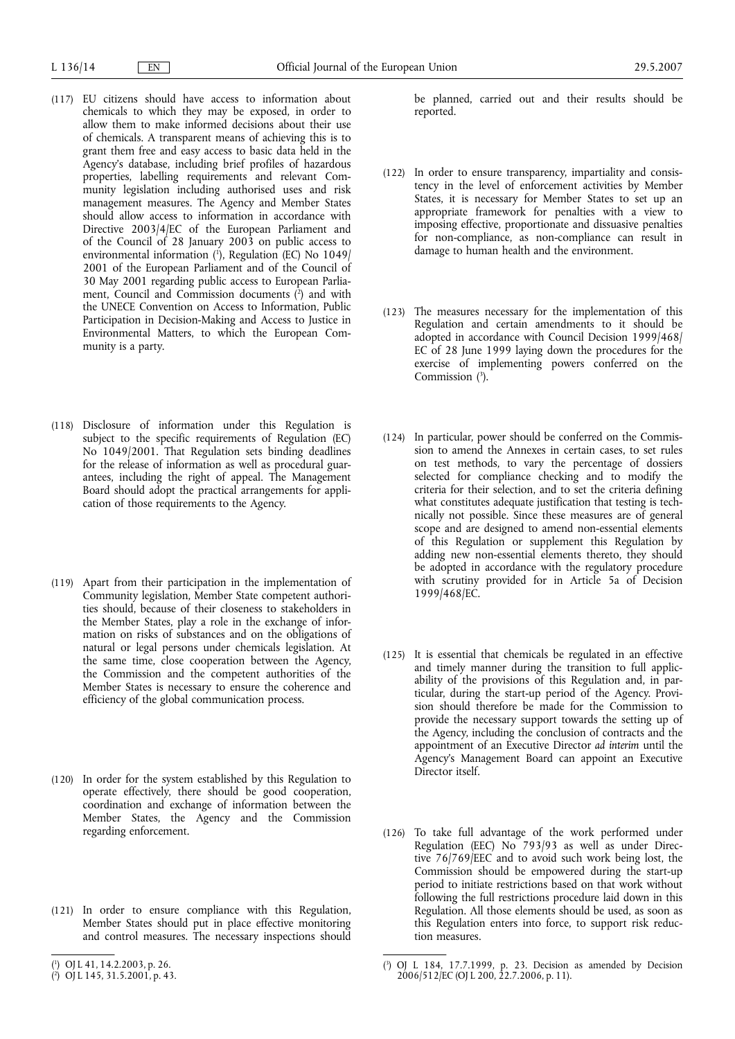(117) EU citizens should have access to information about chemicals to which they may be exposed, in order to allow them to make informed decisions about their use of chemicals. A transparent means of achieving this is to grant them free and easy access to basic data held in the Agency's database, including brief profiles of hazardous properties, labelling requirements and relevant Community legislation including authorised uses and risk management measures. The Agency and Member States should allow access to information in accordance with Directive 2003/4/EC of the European Parliament and of the Council of 28 January 2003 on public access to environmental information [1], Regulation (EC) No 1049/2001 of the European Parliament and of the Council of 30 May 2001 regarding public access to European Parliament, Council and Commission documents [2] and with the UNECE Convention on Access to Information, Public Participation in Decision-Making and Access to Justice in Environmental Matters, to which the European Community is a party.

(118) Disclosure of information under this Regulation is subject to the specific requirements of Regulation (EC) No 1049/2001. That Regulation sets binding deadlines for the release of information as well as procedural guarantees, including the right of appeal. The Management Board should adopt the practical arrangements for application of those requirements to the Agency.

(119) Apart from their participation in the implementation of Community legislation, Member State competent authorities should, because of their closeness to stakeholders in the Member States, play a role in the exchange of information on risks of substances and on the obligations of natural or legal persons under chemicals legislation. At the same time, close cooperation between the Agency, the Commission and the competent authorities of the Member States is necessary to ensure the coherence and efficiency of the global communication process.

(120) In order for the system established by this Regulation to operate effectively, there should be good cooperation, coordination and exchange of information between the Member States, the Agency and the Commission regarding enforcement.

(121) In order to ensure compliance with this Regulation, Member States should put in place effective monitoring and control measures. The necessary inspections should be planned, carried out and their results should be reported.

(122) In order to ensure transparency, impartiality and consistency in the level of enforcement activities by Member States, it is necessary for Member States to set up an appropriate framework for penalties with a view to imposing effective, proportionate and dissuasive penalties for non-compliance, as non-compliance can result in damage to human health and the environment.

(123) The measures necessary for the implementation of this Regulation and certain amendments to it should be adopted in accordance with Council Decision 1999/468/EC of 28 June 1999 laying down the procedures for the exercise of implementing powers conferred on the Commission [3].

(124) In particular, power should be conferred on the Commission to amend the Annexes in certain cases, to set rules on test methods, to vary the percentage of dossiers selected for compliance checking and to modify the criteria for their selection, and to set the criteria defining what constitutes adequate justification that testing is technically not possible. Since these measures are of general scope and are designed to amend non-essential elements of this Regulation or supplement this Regulation by adding new non-essential elements thereto, they should be adopted in accordance with the regulatory procedure with scrutiny provided for in Article 5a of Decision 1999/468/EC.

(125) It is essential that chemicals be regulated in an effective and timely manner during the transition to full applicability of the provisions of this Regulation and, in particular, during the start-up period of the Agency. Provision should therefore be made for the Commission to provide the necessary support towards the setting up of the Agency, including the conclusion of contracts and the appointment of an Executive Director *ad interim* until the Agency's Management Board can appoint an Executive Director itself.

(126) To take full advantage of the work performed under Regulation (EEC) No 793/93 as well as under Directive 76/769/EEC and to avoid such work being lost, the Commission should be empowered during the start-up period to initiate restrictions based on that work without following the full restrictions procedure laid down in this Regulation. All those elements should be used, as soon as this Regulation enters into force, to support risk reduction measures.

---

[1] OJ L 41, 14.2.2003, p. 26.

[2] OJ L 145, 31.5.2001, p. 43.

[3] OJ L 184, 17.7.1999, p. 23. Decision as amended by Decision 2006/512/EC (OJ L 200, 22.7.2006, p. 11).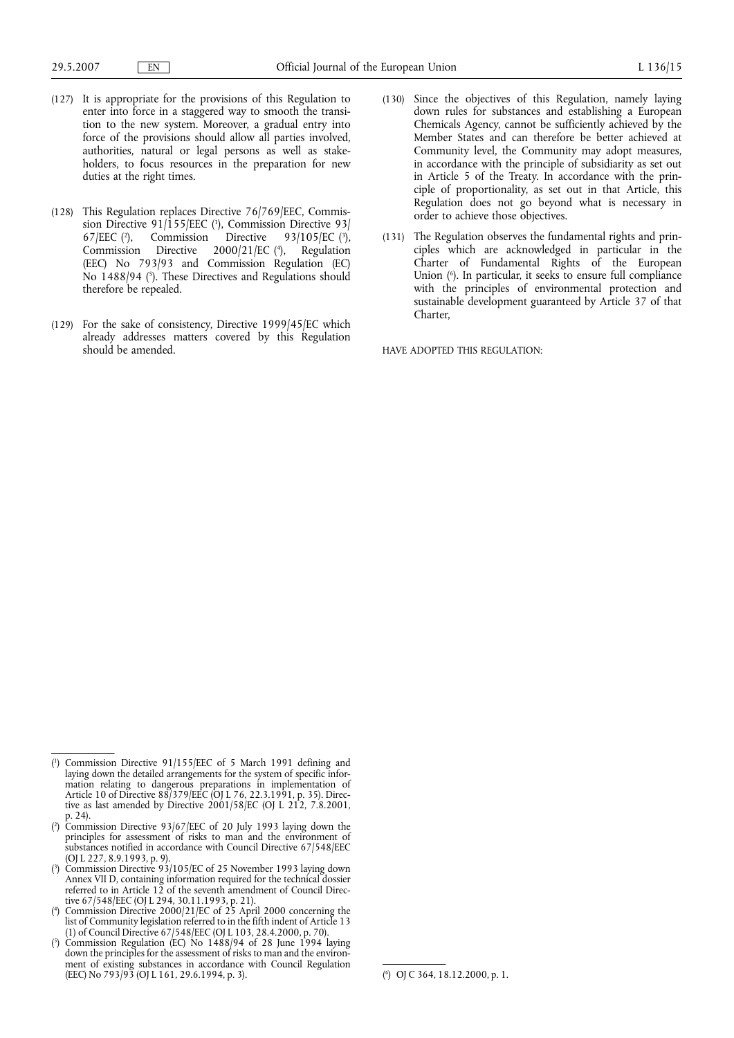(127) It is appropriate for the provisions of this Regulation to enter into force in a staggered way to smooth the transition to the new system. Moreover, a gradual entry into force of the provisions should allow all parties involved, authorities, natural or legal persons as well as stakeholders, to focus resources in the preparation for new duties at the right times.

(128) This Regulation replaces Directive 76/769/EEC, Commission Directive 91/155/EEC [1], Commission Directive 93/67/EEC [2], Commission Directive 93/105/EC [3], Commission Directive 2000/21/EC [4], Regulation (EEC) No 793/93 and Commission Regulation (EC) No 1488/94 [5]. These Directives and Regulations should therefore be repealed.

(129) For the sake of consistency, Directive 1999/45/EC which already addresses matters covered by this Regulation should be amended.

(130) Since the objectives of this Regulation, namely laying down rules for substances and establishing a European Chemicals Agency, cannot be sufficiently achieved by the Member States and can therefore be better achieved at Community level, the Community may adopt measures, in accordance with the principle of subsidiarity as set out in Article 5 of the Treaty. In accordance with the principle of proportionality, as set out in that Article, this Regulation does not go beyond what is necessary in order to achieve those objectives.

(131) The Regulation observes the fundamental rights and principles which are acknowledged in particular in the Charter of Fundamental Rights of the European Union [6]. In particular, it seeks to ensure full compliance with the principles of environmental protection and sustainable development guaranteed by Article 37 of that Charter,

HAVE ADOPTED THIS REGULATION:

---

[1] Commission Directive 91/155/EEC of 5 March 1991 defining and laying down the detailed arrangements for the system of specific information relating to dangerous preparations in implementation of Article 10 of Directive 88/379/EEC (OJ L 76, 22.3.1991, p. 35). Directive as last amended by Directive 2001/58/EC (OJ L 212, 7.8.2001, p. 24).

[2] Commission Directive 93/67/EEC of 20 July 1993 laying down the principles for assessment of risks to man and the environment of substances notified in accordance with Council Directive 67/548/EEC (OJ L 227, 8.9.1993, p. 9).

[3] Commission Directive 93/105/EC of 25 November 1993 laying down Annex VII D, containing information required for the technical dossier referred to in Article 12 of the seventh amendment of Council Directive 67/548/EEC (OJ L 294, 30.11.1993, p. 21).

[4] Commission Directive 2000/21/EC of 25 April 2000 concerning the list of Community legislation referred to in the fifth indent of Article 13 (1) of Council Directive 67/548/EEC (OJ L 103, 28.4.2000, p. 70).

[5] Commission Regulation (EC) No 1488/94 of 28 June 1994 laying down the principles for the assessment of risks to man and the environment of existing substances in accordance with Council Regulation (EEC) No 793/93 (OJ L 161, 29.6.1994, p. 3).

[6] OJ C 364, 18.12.2000, p. 1.